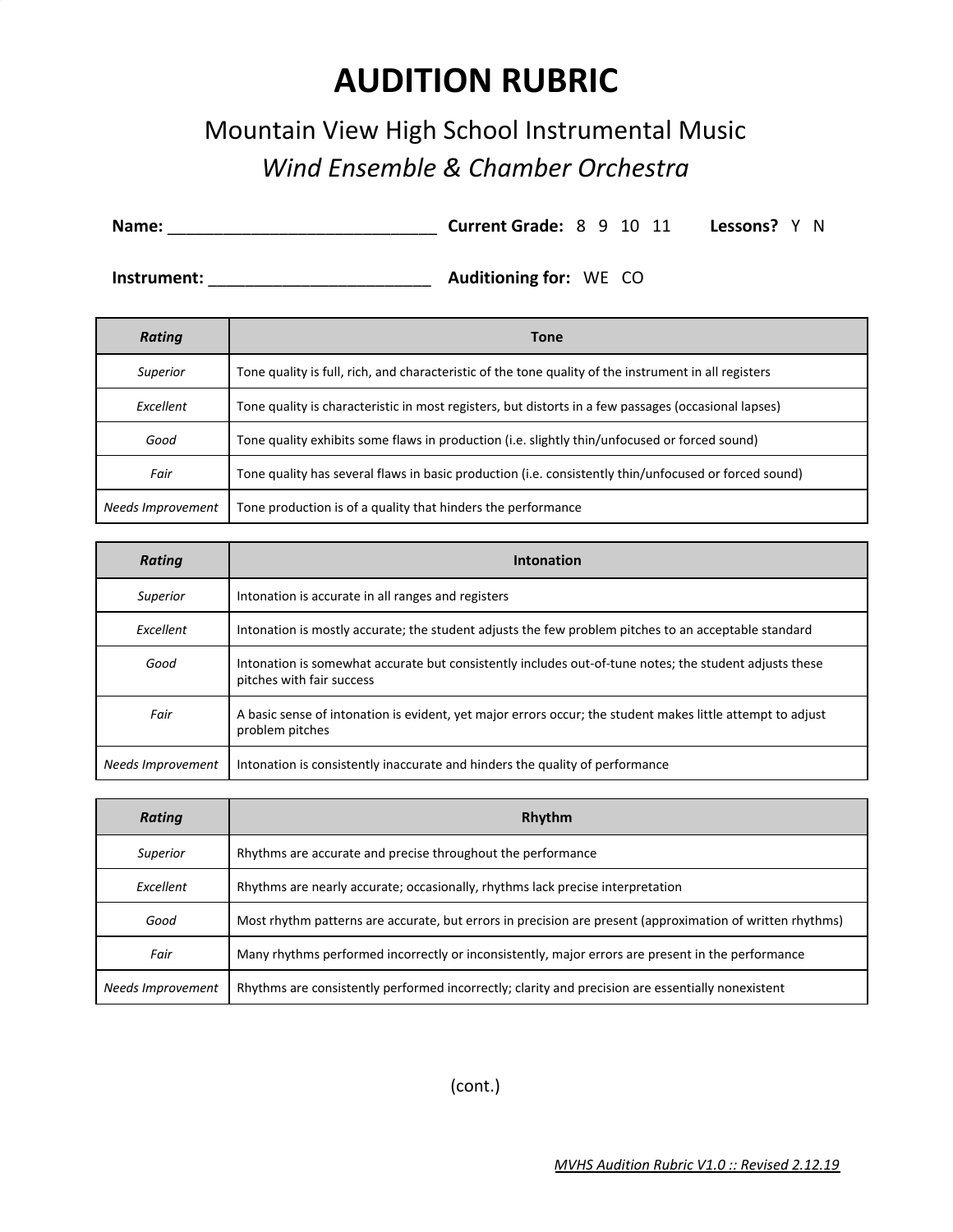# AUDITION RUBRIC

## Mountain View High School Instrumental Music

### *Wind Ensemble & Chamber Orchestra*

**Name:** ______________________________ **Current Grade:** 8 9 10 11 **Lessons?** Y N

**Instrument:** _________________________ **Auditioning for:** WE CO

| *Rating* | Tone |
|---|---|
| *Superior* | Tone quality is full, rich, and characteristic of the tone quality of the instrument in all registers |
| *Excellent* | Tone quality is characteristic in most registers, but distorts in a few passages (occasional lapses) |
| *Good* | Tone quality exhibits some flaws in production (i.e. slightly thin/unfocused or forced sound) |
| *Fair* | Tone quality has several flaws in basic production (i.e. consistently thin/unfocused or forced sound) |
| *Needs Improvement* | Tone production is of a quality that hinders the performance |

| *Rating* | Intonation |
|---|---|
| *Superior* | Intonation is accurate in all ranges and registers |
| *Excellent* | Intonation is mostly accurate; the student adjusts the few problem pitches to an acceptable standard |
| *Good* | Intonation is somewhat accurate but consistently includes out-of-tune notes; the student adjusts these pitches with fair success |
| *Fair* | A basic sense of intonation is evident, yet major errors occur; the student makes little attempt to adjust problem pitches |
| *Needs Improvement* | Intonation is consistently inaccurate and hinders the quality of performance |

| *Rating* | Rhythm |
|---|---|
| *Superior* | Rhythms are accurate and precise throughout the performance |
| *Excellent* | Rhythms are nearly accurate; occasionally, rhythms lack precise interpretation |
| *Good* | Most rhythm patterns are accurate, but errors in precision are present (approximation of written rhythms) |
| *Fair* | Many rhythms performed incorrectly or inconsistently, major errors are present in the performance |
| *Needs Improvement* | Rhythms are consistently performed incorrectly; clarity and precision are essentially nonexistent |

(cont.)

*MVHS Audition Rubric V1.0 :: Revised 2.12.19*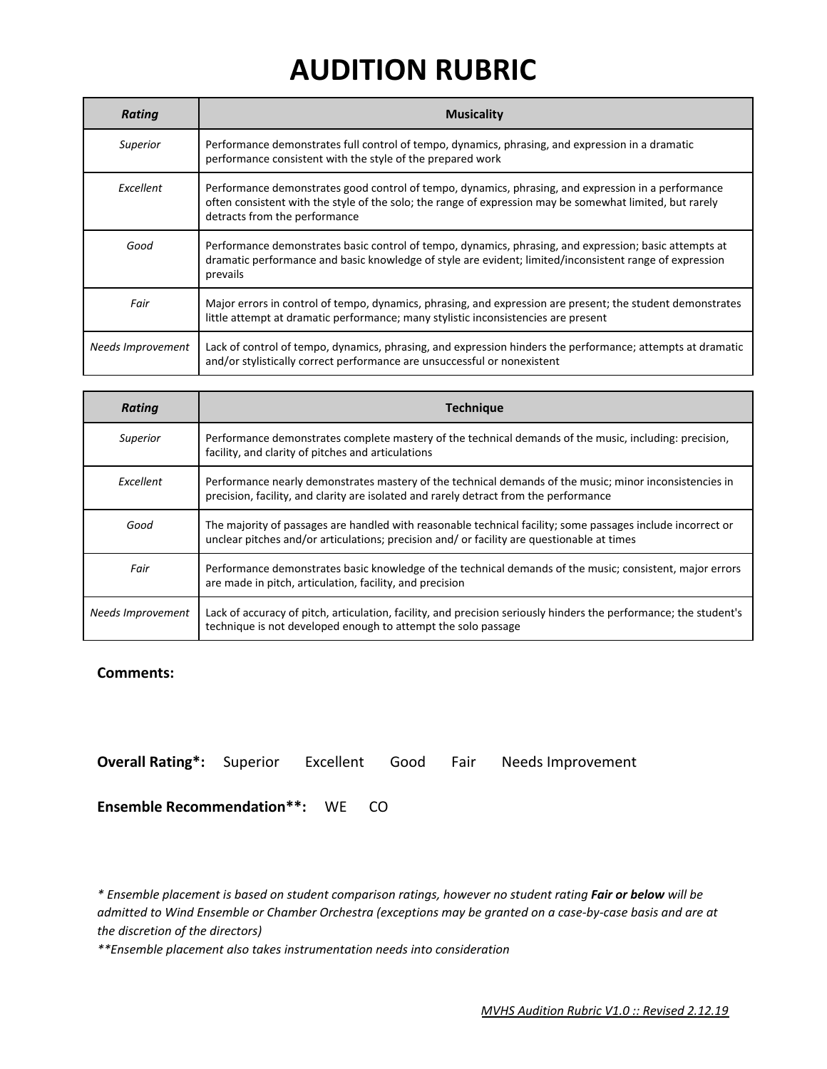# AUDITION RUBRIC

| *Rating* | Musicality |
|---|---|
| *Superior* | Performance demonstrates full control of tempo, dynamics, phrasing, and expression in a dramatic performance consistent with the style of the prepared work |
| *Excellent* | Performance demonstrates good control of tempo, dynamics, phrasing, and expression in a performance often consistent with the style of the solo; the range of expression may be somewhat limited, but rarely detracts from the performance |
| *Good* | Performance demonstrates basic control of tempo, dynamics, phrasing, and expression; basic attempts at dramatic performance and basic knowledge of style are evident; limited/inconsistent range of expression prevails |
| *Fair* | Major errors in control of tempo, dynamics, phrasing, and expression are present; the student demonstrates little attempt at dramatic performance; many stylistic inconsistencies are present |
| *Needs Improvement* | Lack of control of tempo, dynamics, phrasing, and expression hinders the performance; attempts at dramatic and/or stylistically correct performance are unsuccessful or nonexistent |

| *Rating* | Technique |
|---|---|
| *Superior* | Performance demonstrates complete mastery of the technical demands of the music, including: precision, facility, and clarity of pitches and articulations |
| *Excellent* | Performance nearly demonstrates mastery of the technical demands of the music; minor inconsistencies in precision, facility, and clarity are isolated and rarely detract from the performance |
| *Good* | The majority of passages are handled with reasonable technical facility; some passages include incorrect or unclear pitches and/or articulations; precision and/ or facility are questionable at times |
| *Fair* | Performance demonstrates basic knowledge of the technical demands of the music; consistent, major errors are made in pitch, articulation, facility, and precision |
| *Needs Improvement* | Lack of accuracy of pitch, articulation, facility, and precision seriously hinders the performance; the student's technique is not developed enough to attempt the solo passage |

**Comments:**

**Overall Rating*:** Superior Excellent Good Fair Needs Improvement

**Ensemble Recommendation**:** WE CO

*\* Ensemble placement is based on student comparison ratings, however no student rating **Fair or below** will be admitted to Wind Ensemble or Chamber Orchestra (exceptions may be granted on a case-by-case basis and are at the discretion of the directors)*

*\*\*Ensemble placement also takes instrumentation needs into consideration*

MVHS Audition Rubric V1.0 :: Revised 2.12.19